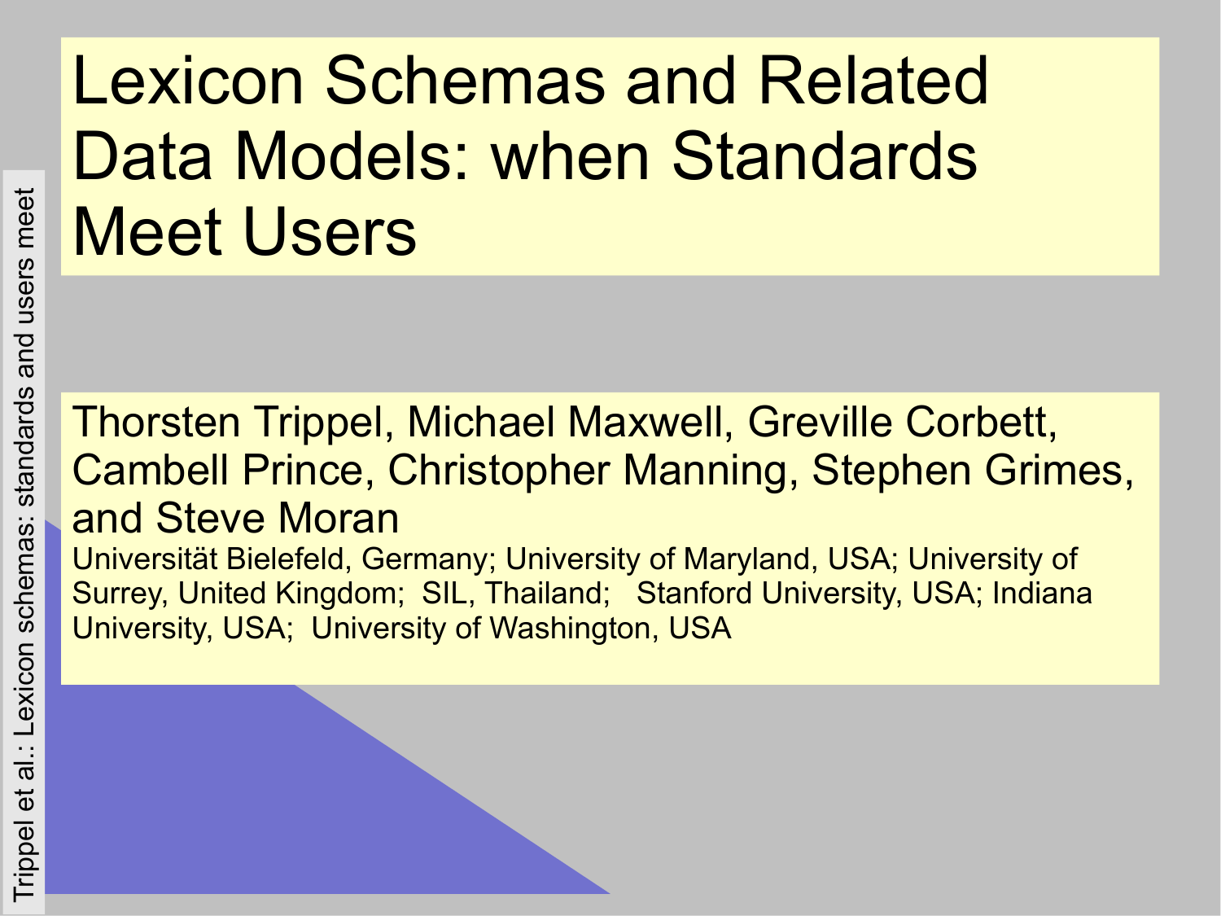# Lexicon Schemas and Related Data Models: when Standards Meet Users

Thorsten Trippel, Michael Maxwell, Greville Corbett, Cambell Prince, Christopher Manning, Stephen Grimes, and Steve Moran

Universität Bielefeld, Germany; University of Maryland, USA; University of Surrey, United Kingdom; SIL, Thailand; Stanford University, USA; Indiana University, USA; University of Washington, USA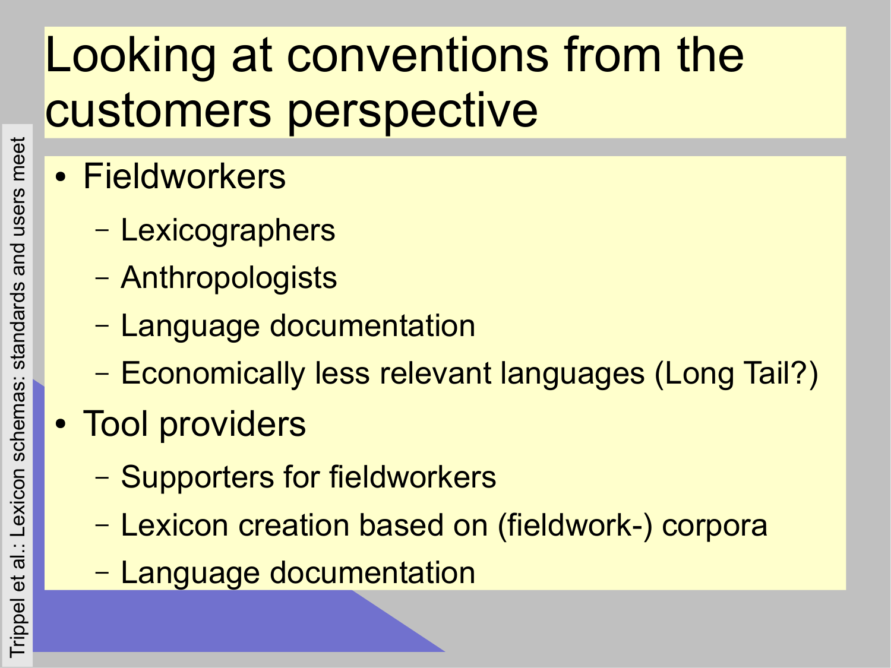# Looking at conventions from the customers perspective

- Fieldworkers
  - Lexicographers
  - Anthropologists
  - Language documentation
  - Economically less relevant languages (Long Tail?)
- Tool providers
  - Supporters for fieldworkers
  - Lexicon creation based on (fieldwork-) corpora
  - Language documentation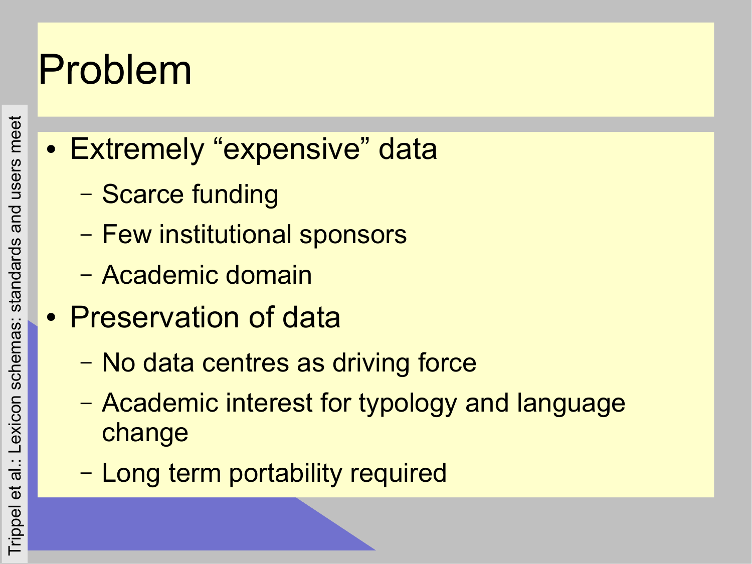# Problem

- Extremely “expensive” data
  - Scarce funding
  - Few institutional sponsors
  - Academic domain
- Preservation of data
  - No data centres as driving force
  - Academic interest for typology and language change
  - Long term portability required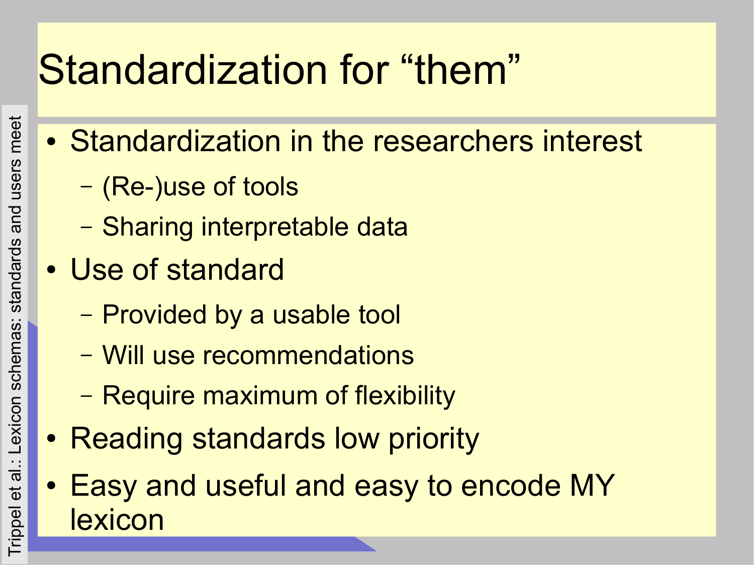# Standardization for “them”

- Standardization in the researchers interest
  - (Re-)use of tools
  - Sharing interpretable data
- Use of standard
  - Provided by a usable tool
  - Will use recommendations
  - Require maximum of flexibility
- Reading standards low priority
- Easy and useful and easy to encode MY lexicon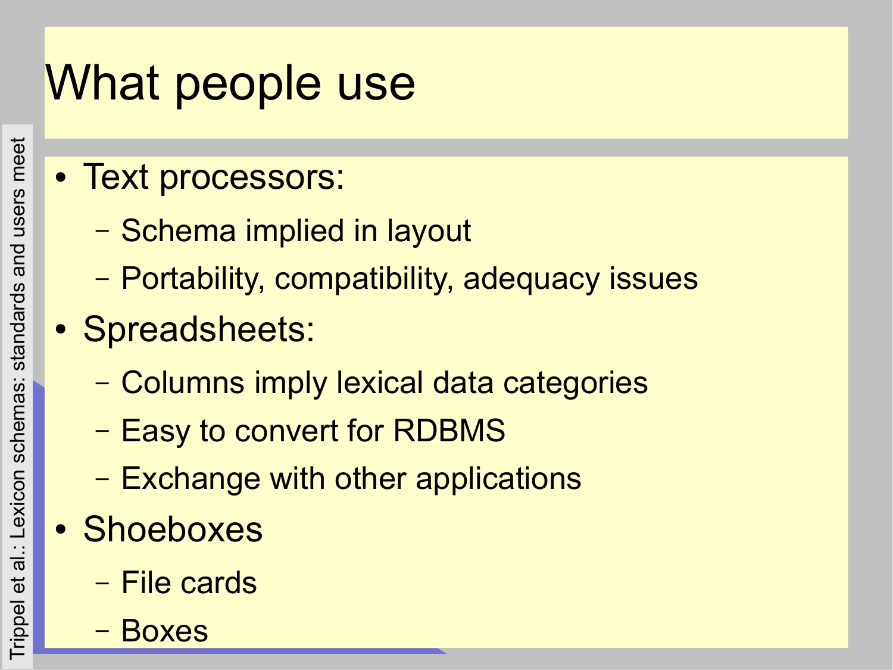# What people use

- Text processors:
  - Schema implied in layout
  - Portability, compatibility, adequacy issues
- Spreadsheets:
  - Columns imply lexical data categories
  - Easy to convert for RDBMS
  - Exchange with other applications
- Shoeboxes
  - File cards
  - Boxes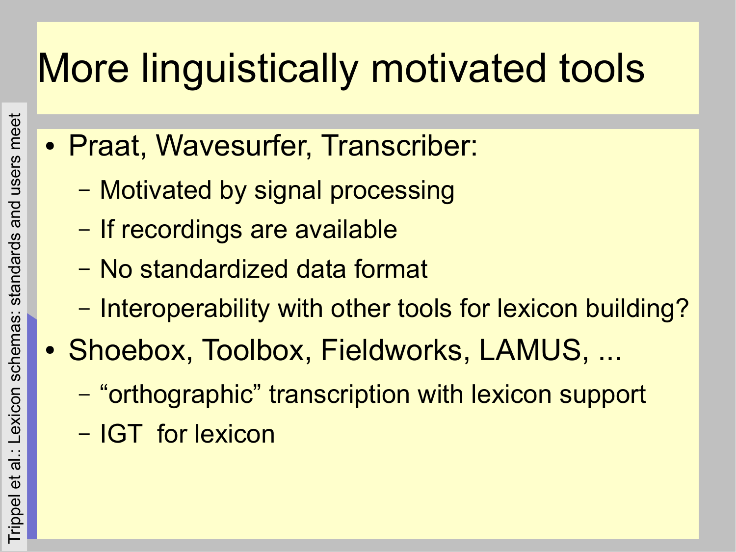# More linguistically motivated tools

- Praat, Wavesurfer, Transcriber:
  - Motivated by signal processing
  - If recordings are available
  - No standardized data format
  - Interoperability with other tools for lexicon building?
- Shoebox, Toolbox, Fieldworks, LAMUS, ...
  - “orthographic” transcription with lexicon support
  - IGT for lexicon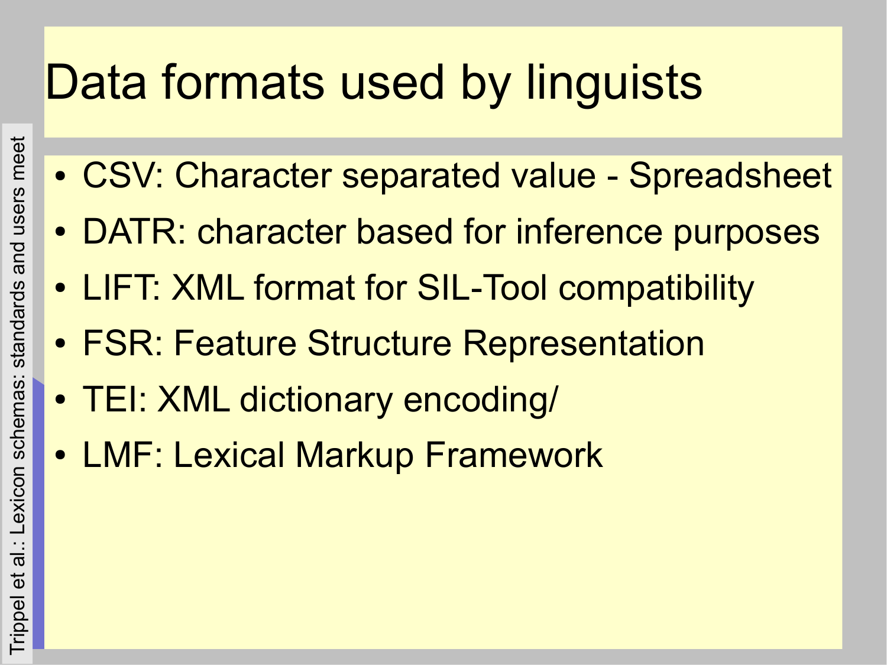# Data formats used by linguists

- CSV: Character separated value - Spreadsheet
- DATR: character based for inference purposes
- LIFT: XML format for SIL-Tool compatibility
- FSR: Feature Structure Representation
- TEI: XML dictionary encoding/
- LMF: Lexical Markup Framework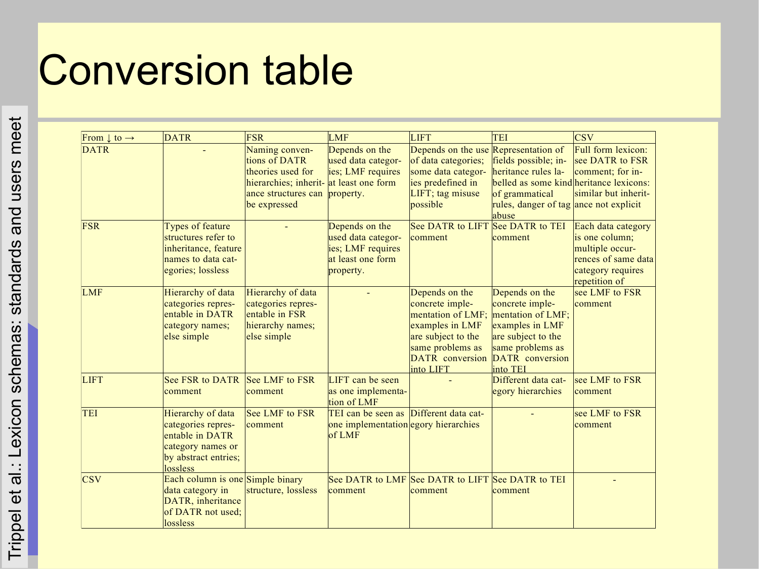# Conversion table

| From ↓ to → | DATR | FSR | LMF | LIFT | TEI | CSV |
| --- | --- | --- | --- | --- | --- | --- |
| DATR | - | Naming conventions of DATR theories used for hierarchies; inheritance structures can be expressed | Depends on the used data categories; LMF requires at least one form property. | Depends on the use of data categories; some data categories predefined in LIFT; tag misuse possible | Representation of fields possible; inheritance rules labelled as some kind of grammatical rules, danger of tag abuse | Full form lexicon: see DATR to FSR comment; for inheritance lexicons: similar but inheritance not explicit |
| FSR | Types of feature structures refer to inheritance, feature names to data categories; lossless | - | Depends on the used data categories; LMF requires at least one form property. | See DATR to LIFT comment | See DATR to TEI comment | Each data category is one column; multiple occurrences of same data category requires repetition of |
| LMF | Hierarchy of data categories representable in DATR category names; else simple | Hierarchy of data categories representable in FSR hierarchy names; else simple | - | Depends on the concrete implementation of LMF; examples in LMF are subject to the same problems as DATR conversion into LIFT | Depends on the concrete implementation of LMF; examples in LMF are subject to the same problems as DATR conversion into TEI | see LMF to FSR comment |
| LIFT | See FSR to DATR comment | See LMF to FSR comment | LIFT can be seen as one implementation of LMF | - | Different data category hierarchies | see LMF to FSR comment |
| TEI | Hierarchy of data categories representable in DATR category names or by abstract entries; lossless | See LMF to FSR comment | TEI can be seen as one implementation of LMF | Different data category hierarchies | - | see LMF to FSR comment |
| CSV | Each column is one data category in DATR, inheritance of DATR not used; lossless | Simple binary structure, lossless | See DATR to LMF comment | See DATR to LIFT comment | See DATR to TEI comment | - |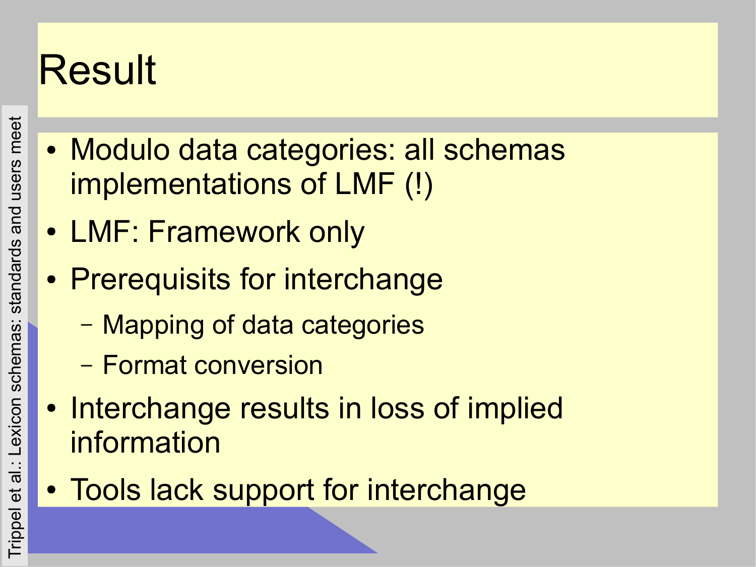# Result

- Modulo data categories: all schemas implementations of LMF (!)
- LMF: Framework only
- Prerequisits for interchange
  - Mapping of data categories
  - Format conversion
- Interchange results in loss of implied information
- Tools lack support for interchange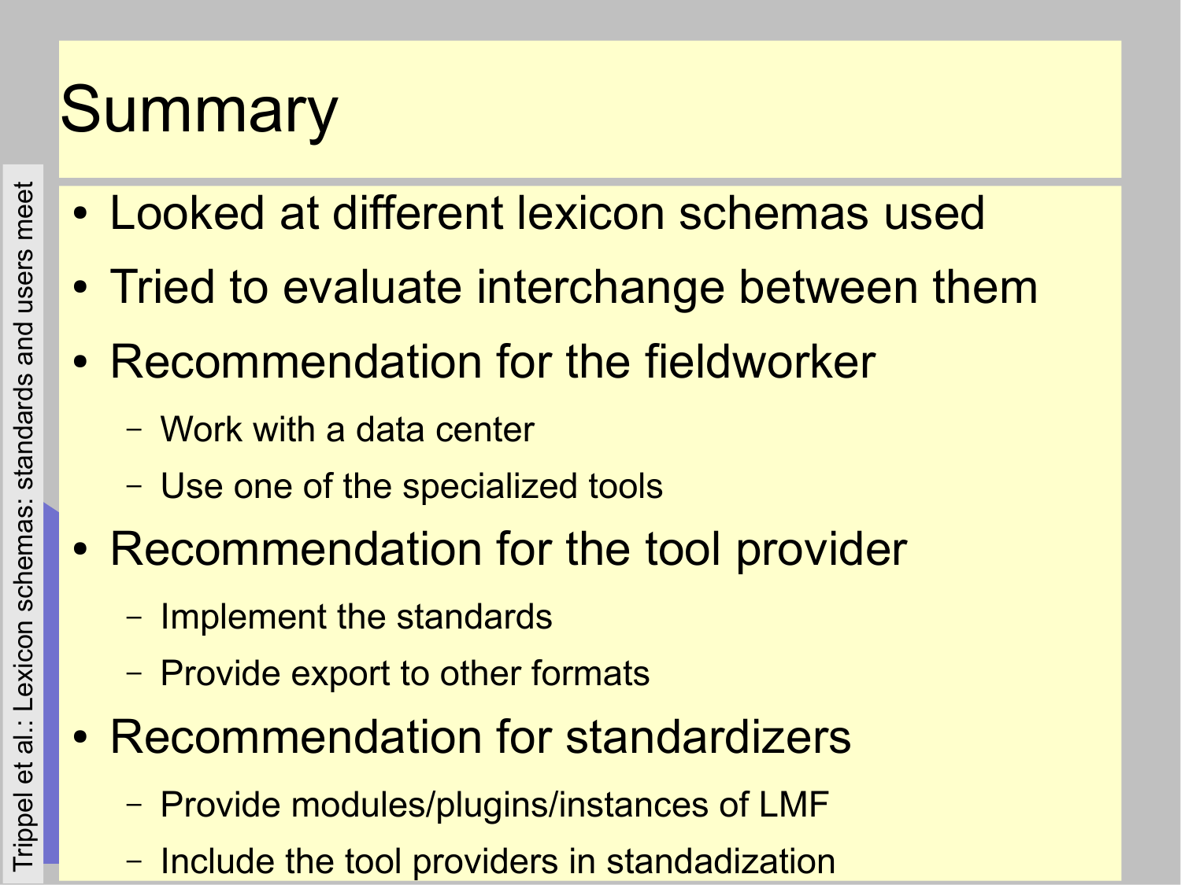# Summary

- Looked at different lexicon schemas used
- Tried to evaluate interchange between them
- Recommendation for the fieldworker
  - Work with a data center
  - Use one of the specialized tools
- Recommendation for the tool provider
  - Implement the standards
  - Provide export to other formats
- Recommendation for standardizers
  - Provide modules/plugins/instances of LMF
  - Include the tool providers in standadization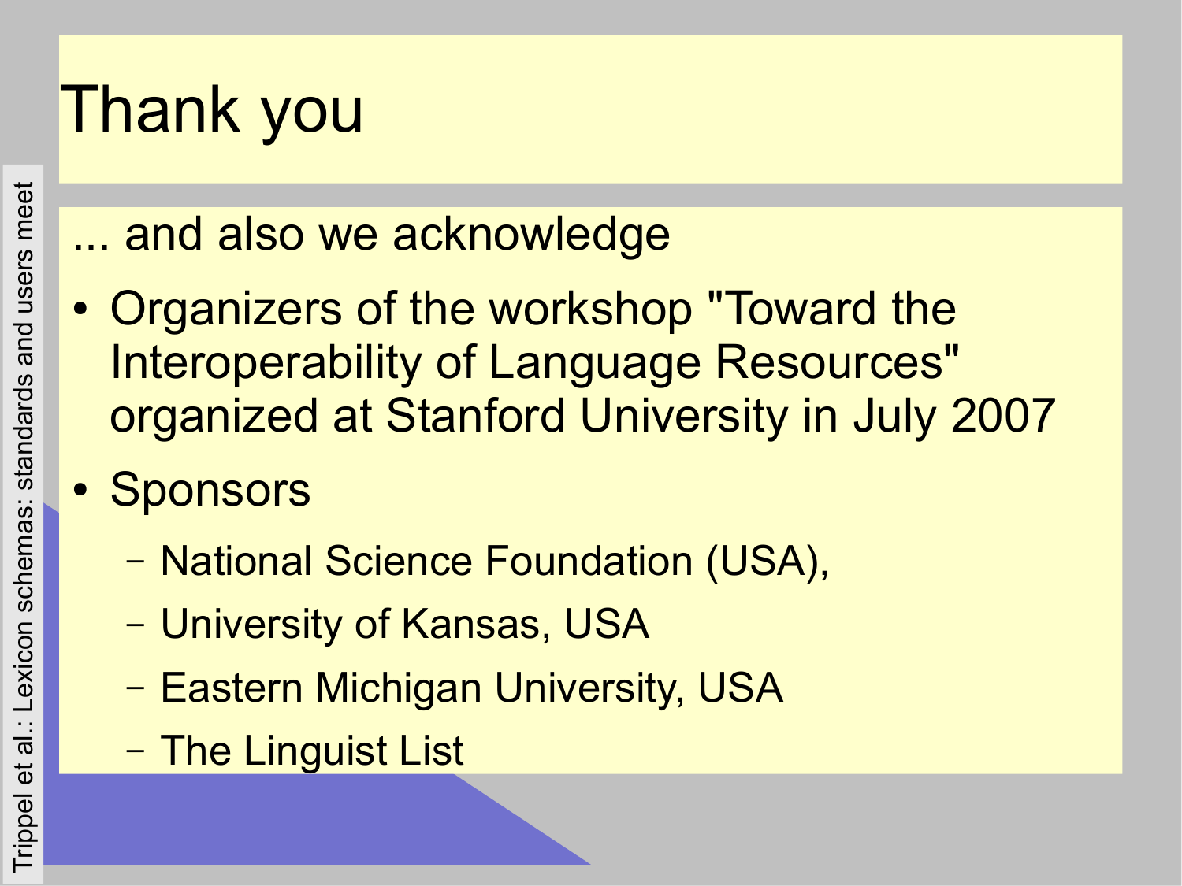# Thank you

... and also we acknowledge

- Organizers of the workshop "Toward the Interoperability of Language Resources" organized at Stanford University in July 2007
- Sponsors
  - National Science Foundation (USA),
  - University of Kansas, USA
  - Eastern Michigan University, USA
  - The Linguist List